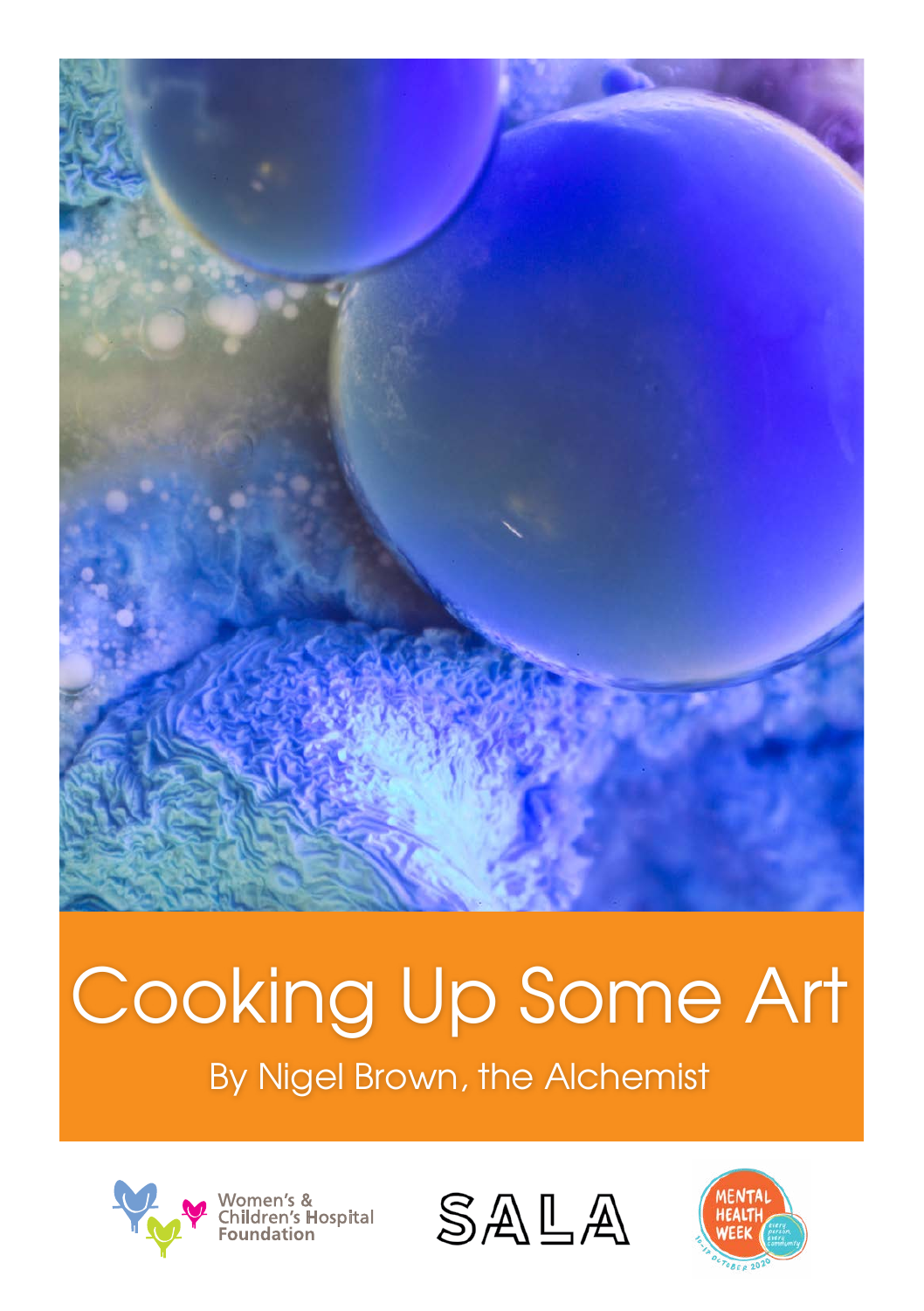# Cooking Up Some Art

By Nigel Brown, the Alchemist

Women's & Children's Hospital Foundation

SALA

MENTAL HEALTH WEEK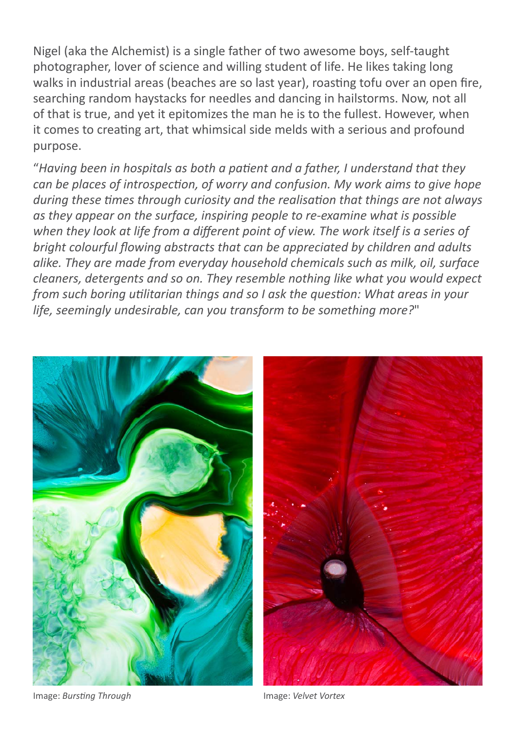Nigel (aka the Alchemist) is a single father of two awesome boys, self-taught photographer, lover of science and willing student of life. He likes taking long walks in industrial areas (beaches are so last year), roasting tofu over an open fire, searching random haystacks for needles and dancing in hailstorms. Now, not all of that is true, and yet it epitomizes the man he is to the fullest. However, when it comes to creating art, that whimsical side melds with a serious and profound purpose.

"*Having been in hospitals as both a patient and a father, I understand that they can be places of introspection, of worry and confusion. My work aims to give hope during these times through curiosity and the realisation that things are not always as they appear on the surface, inspiring people to re-examine what is possible when they look at life from a different point of view. The work itself is a series of bright colourful flowing abstracts that can be appreciated by children and adults alike. They are made from everyday household chemicals such as milk, oil, surface cleaners, detergents and so on. They resemble nothing like what you would expect from such boring utilitarian things and so I ask the question: What areas in your life, seemingly undesirable, can you transform to be something more?*"

Image: *Bursting Through*

Image: *Velvet Vortex*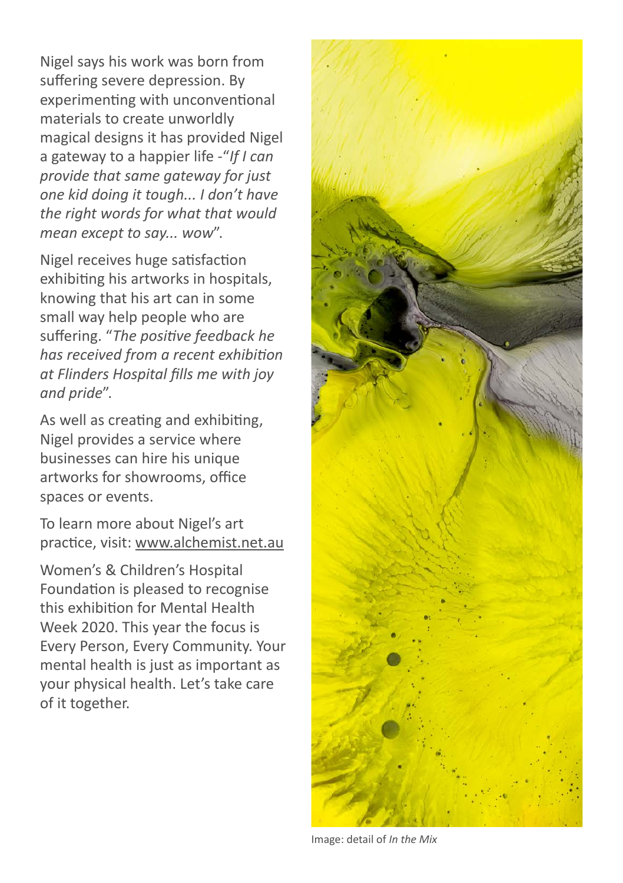Nigel says his work was born from suffering severe depression. By experimenting with unconventional materials to create unworldly magical designs it has provided Nigel a gateway to a happier life -"*If I can provide that same gateway for just one kid doing it tough... I don't have the right words for what that would mean except to say... wow*".

Nigel receives huge satisfaction exhibiting his artworks in hospitals, knowing that his art can in some small way help people who are suffering. "*The positive feedback he has received from a recent exhibition at Flinders Hospital fills me with joy and pride*".

As well as creating and exhibiting, Nigel provides a service where businesses can hire his unique artworks for showrooms, office spaces or events.

To learn more about Nigel's art practice, visit: www.alchemist.net.au

Women's & Children's Hospital Foundation is pleased to recognise this exhibition for Mental Health Week 2020. This year the focus is Every Person, Every Community. Your mental health is just as important as your physical health. Let's take care of it together.

Image: detail of *In the Mix*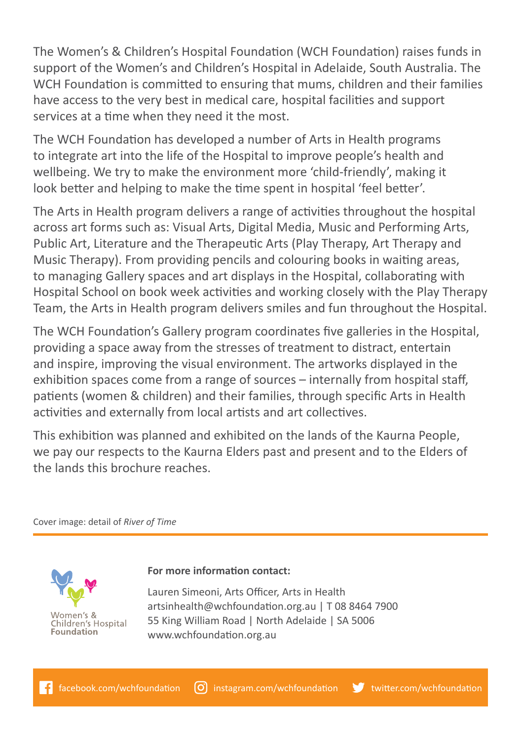The Women's & Children's Hospital Foundation (WCH Foundation) raises funds in support of the Women's and Children's Hospital in Adelaide, South Australia. The WCH Foundation is committed to ensuring that mums, children and their families have access to the very best in medical care, hospital facilities and support services at a time when they need it the most.

The WCH Foundation has developed a number of Arts in Health programs to integrate art into the life of the Hospital to improve people's health and wellbeing. We try to make the environment more 'child-friendly', making it look better and helping to make the time spent in hospital 'feel better'.

The Arts in Health program delivers a range of activities throughout the hospital across art forms such as: Visual Arts, Digital Media, Music and Performing Arts, Public Art, Literature and the Therapeutic Arts (Play Therapy, Art Therapy and Music Therapy). From providing pencils and colouring books in waiting areas, to managing Gallery spaces and art displays in the Hospital, collaborating with Hospital School on book week activities and working closely with the Play Therapy Team, the Arts in Health program delivers smiles and fun throughout the Hospital.

The WCH Foundation's Gallery program coordinates five galleries in the Hospital, providing a space away from the stresses of treatment to distract, entertain and inspire, improving the visual environment. The artworks displayed in the exhibition spaces come from a range of sources – internally from hospital staff, patients (women & children) and their families, through specific Arts in Health activities and externally from local artists and art collectives.

This exhibition was planned and exhibited on the lands of the Kaurna People, we pay our respects to the Kaurna Elders past and present and to the Elders of the lands this brochure reaches.

Cover image: detail of *River of Time*

Women's & Children's Hospital Foundation

**For more information contact:**

Lauren Simeoni, Arts Officer, Arts in Health
artsinhealth@wchfoundation.org.au | T 08 8464 7900
55 King William Road | North Adelaide | SA 5006
www.wchfoundation.org.au

facebook.com/wchfoundation | instagram.com/wchfoundation | twitter.com/wchfoundation